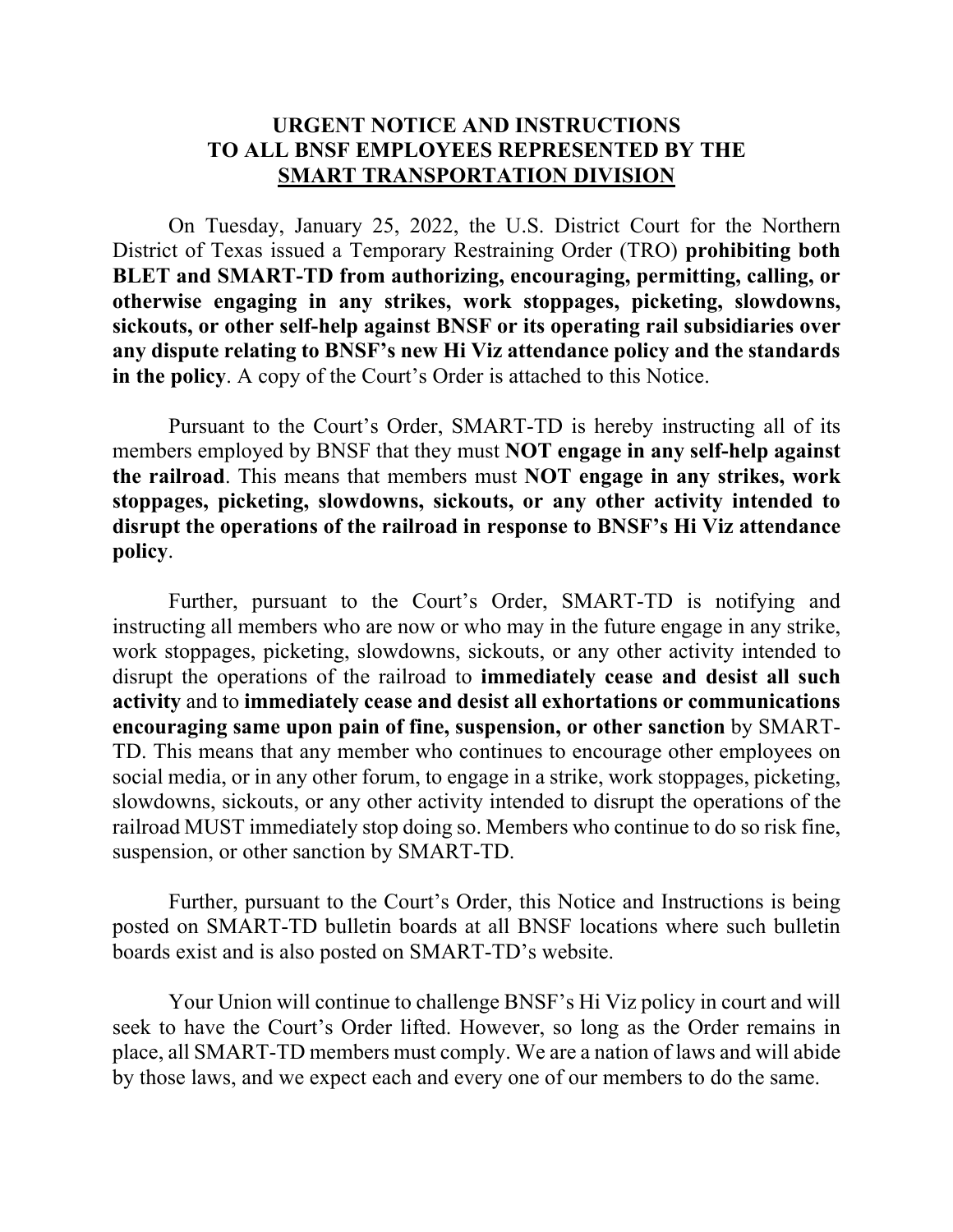# URGENT NOTICE AND INSTRUCTIONS TO ALL BNSF EMPLOYEES REPRESENTED BY THE SMART TRANSPORTATION DIVISION

On Tuesday, January 25, 2022, the U.S. District Court for the Northern District of Texas issued a Temporary Restraining Order (TRO) **prohibiting both BLET and SMART-TD from authorizing, encouraging, permitting, calling, or otherwise engaging in any strikes, work stoppages, picketing, slowdowns, sickouts, or other self-help against BNSF or its operating rail subsidiaries over any dispute relating to BNSF's new Hi Viz attendance policy and the standards in the policy**. A copy of the Court's Order is attached to this Notice.

Pursuant to the Court's Order, SMART-TD is hereby instructing all of its members employed by BNSF that they must **NOT engage in any self-help against the railroad**. This means that members must **NOT engage in any strikes, work stoppages, picketing, slowdowns, sickouts, or any other activity intended to disrupt the operations of the railroad in response to BNSF's Hi Viz attendance policy**.

Further, pursuant to the Court's Order, SMART-TD is notifying and instructing all members who are now or who may in the future engage in any strike, work stoppages, picketing, slowdowns, sickouts, or any other activity intended to disrupt the operations of the railroad to **immediately cease and desist all such activity** and to **immediately cease and desist all exhortations or communications encouraging same upon pain of fine, suspension, or other sanction** by SMART-TD. This means that any member who continues to encourage other employees on social media, or in any other forum, to engage in a strike, work stoppages, picketing, slowdowns, sickouts, or any other activity intended to disrupt the operations of the railroad MUST immediately stop doing so. Members who continue to do so risk fine, suspension, or other sanction by SMART-TD.

Further, pursuant to the Court's Order, this Notice and Instructions is being posted on SMART-TD bulletin boards at all BNSF locations where such bulletin boards exist and is also posted on SMART-TD's website.

Your Union will continue to challenge BNSF's Hi Viz policy in court and will seek to have the Court's Order lifted. However, so long as the Order remains in place, all SMART-TD members must comply. We are a nation of laws and will abide by those laws, and we expect each and every one of our members to do the same.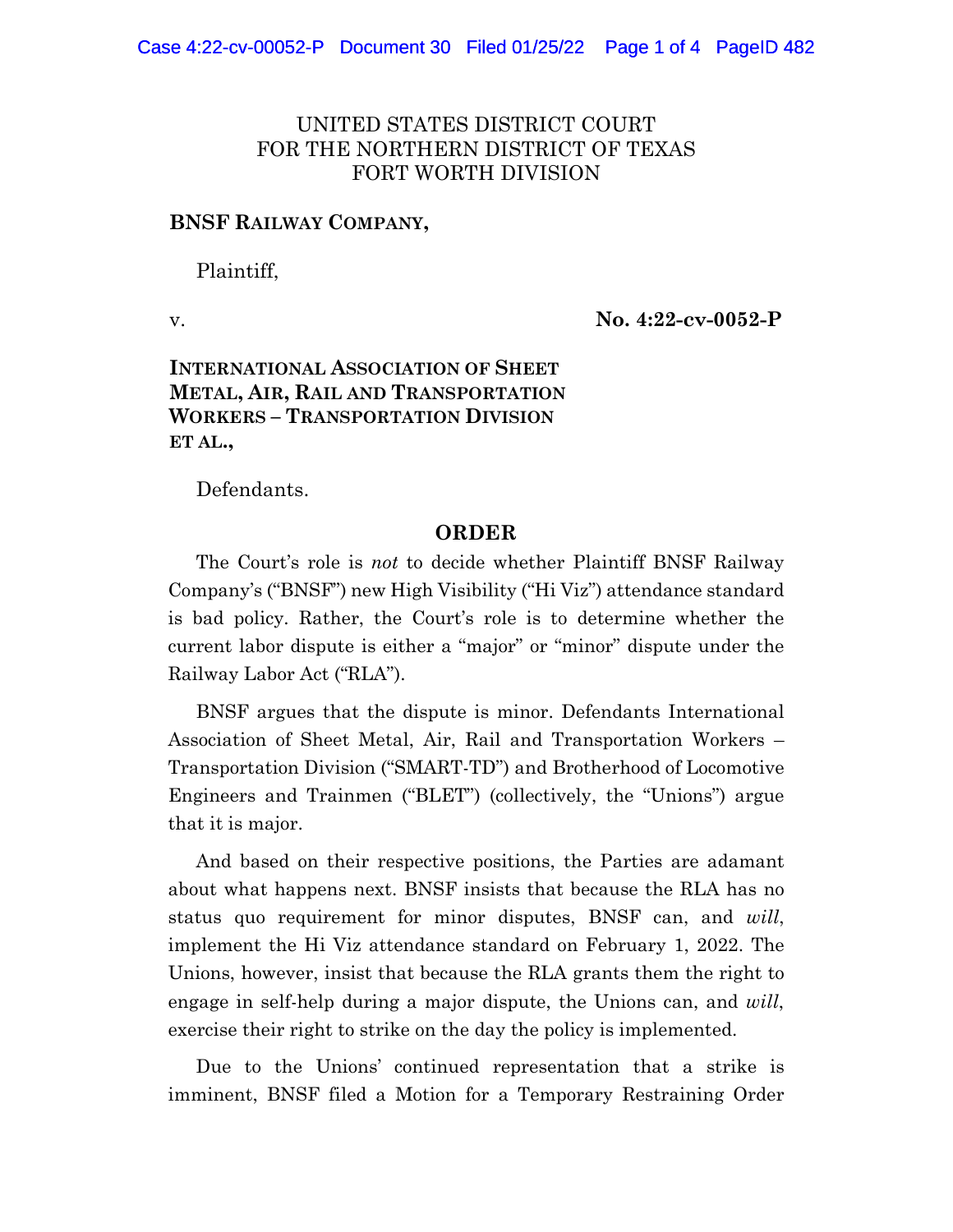UNITED STATES DISTRICT COURT
FOR THE NORTHERN DISTRICT OF TEXAS
FORT WORTH DIVISION

**BNSF RAILWAY COMPANY,**

Plaintiff,

v. **No. 4:22-cv-0052-P**

**INTERNATIONAL ASSOCIATION OF SHEET METAL, AIR, RAIL AND TRANSPORTATION WORKERS – TRANSPORTATION DIVISION ET AL.,**

Defendants.

## ORDER

The Court's role is *not* to decide whether Plaintiff BNSF Railway Company's ("BNSF") new High Visibility ("Hi Viz") attendance standard is bad policy. Rather, the Court's role is to determine whether the current labor dispute is either a "major" or "minor" dispute under the Railway Labor Act ("RLA").

BNSF argues that the dispute is minor. Defendants International Association of Sheet Metal, Air, Rail and Transportation Workers – Transportation Division ("SMART-TD") and Brotherhood of Locomotive Engineers and Trainmen ("BLET") (collectively, the "Unions") argue that it is major.

And based on their respective positions, the Parties are adamant about what happens next. BNSF insists that because the RLA has no status quo requirement for minor disputes, BNSF can, and *will*, implement the Hi Viz attendance standard on February 1, 2022. The Unions, however, insist that because the RLA grants them the right to engage in self-help during a major dispute, the Unions can, and *will*, exercise their right to strike on the day the policy is implemented.

Due to the Unions' continued representation that a strike is imminent, BNSF filed a Motion for a Temporary Restraining Order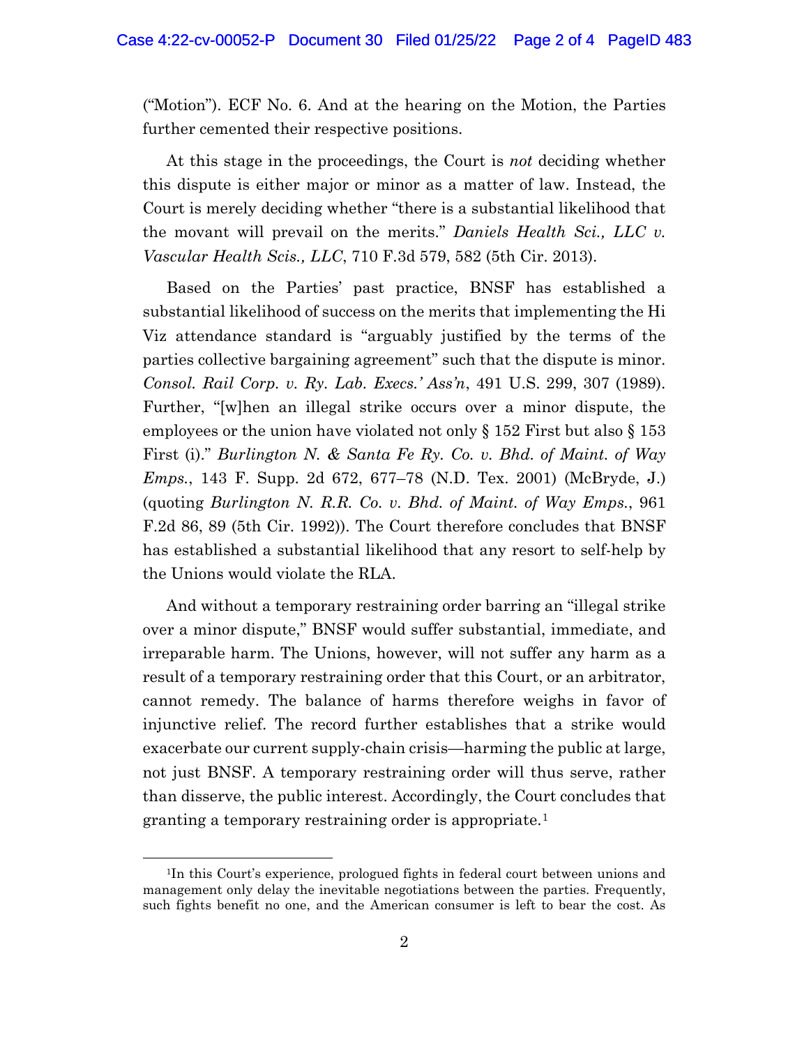("Motion"). ECF No. 6. And at the hearing on the Motion, the Parties further cemented their respective positions.

At this stage in the proceedings, the Court is *not* deciding whether this dispute is either major or minor as a matter of law. Instead, the Court is merely deciding whether "there is a substantial likelihood that the movant will prevail on the merits." *Daniels Health Sci., LLC v. Vascular Health Scis., LLC*, 710 F.3d 579, 582 (5th Cir. 2013).

Based on the Parties' past practice, BNSF has established a substantial likelihood of success on the merits that implementing the Hi Viz attendance standard is "arguably justified by the terms of the parties collective bargaining agreement" such that the dispute is minor. *Consol. Rail Corp. v. Ry. Lab. Execs.' Ass'n*, 491 U.S. 299, 307 (1989). Further, "[w]hen an illegal strike occurs over a minor dispute, the employees or the union have violated not only § 152 First but also § 153 First (i)." *Burlington N. & Santa Fe Ry. Co. v. Bhd. of Maint. of Way Emps.*, 143 F. Supp. 2d 672, 677–78 (N.D. Tex. 2001) (McBryde, J.) (quoting *Burlington N. R.R. Co. v. Bhd. of Maint. of Way Emps.*, 961 F.2d 86, 89 (5th Cir. 1992)). The Court therefore concludes that BNSF has established a substantial likelihood that any resort to self-help by the Unions would violate the RLA.

And without a temporary restraining order barring an "illegal strike over a minor dispute," BNSF would suffer substantial, immediate, and irreparable harm. The Unions, however, will not suffer any harm as a result of a temporary restraining order that this Court, or an arbitrator, cannot remedy. The balance of harms therefore weighs in favor of injunctive relief. The record further establishes that a strike would exacerbate our current supply-chain crisis—harming the public at large, not just BNSF. A temporary restraining order will thus serve, rather than disserve, the public interest. Accordingly, the Court concludes that granting a temporary restraining order is appropriate.[1]

[1]In this Court's experience, prologued fights in federal court between unions and management only delay the inevitable negotiations between the parties. Frequently, such fights benefit no one, and the American consumer is left to bear the cost. As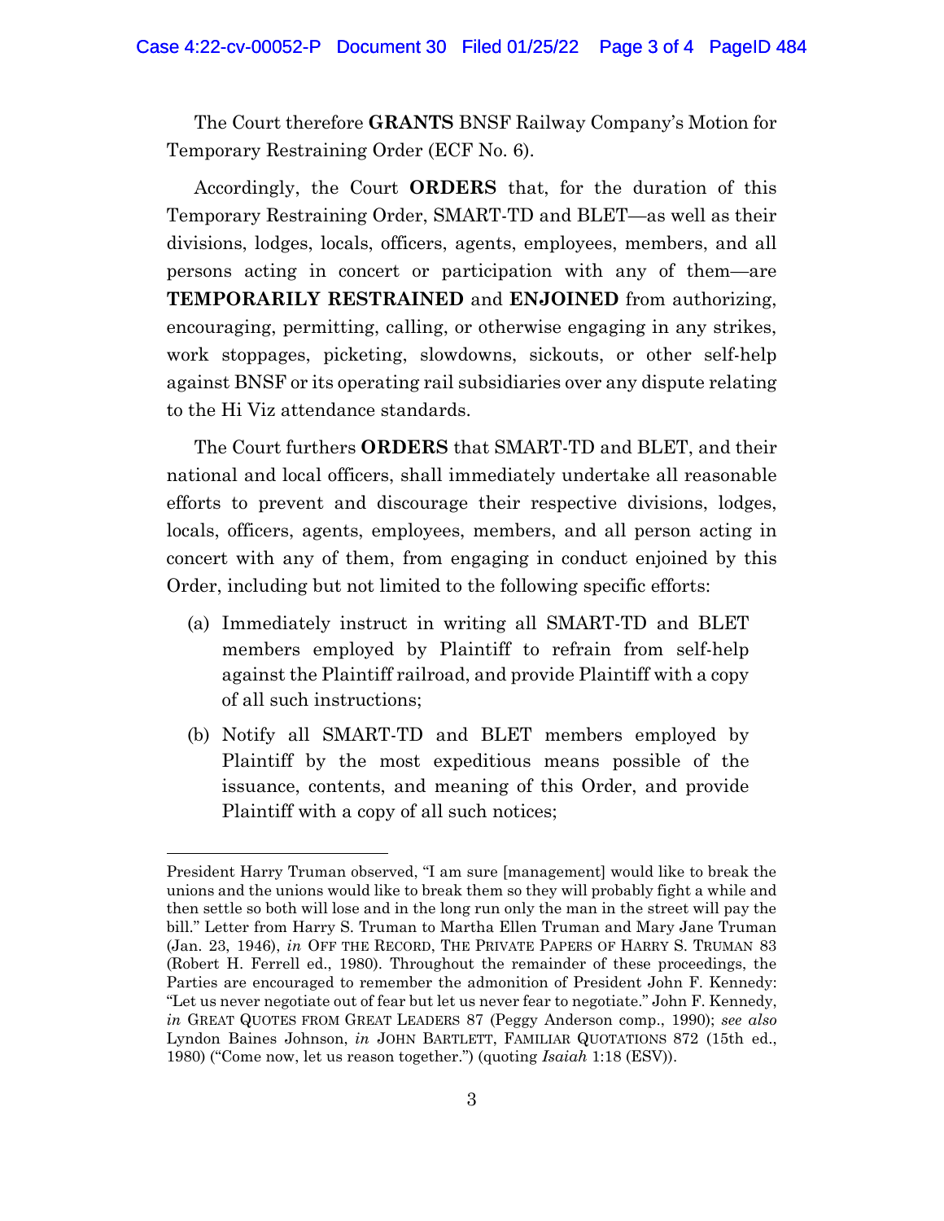The Court therefore **GRANTS** BNSF Railway Company's Motion for Temporary Restraining Order (ECF No. 6).

Accordingly, the Court **ORDERS** that, for the duration of this Temporary Restraining Order, SMART-TD and BLET—as well as their divisions, lodges, locals, officers, agents, employees, members, and all persons acting in concert or participation with any of them—are **TEMPORARILY RESTRAINED** and **ENJOINED** from authorizing, encouraging, permitting, calling, or otherwise engaging in any strikes, work stoppages, picketing, slowdowns, sickouts, or other self-help against BNSF or its operating rail subsidiaries over any dispute relating to the Hi Viz attendance standards.

The Court furthers **ORDERS** that SMART-TD and BLET, and their national and local officers, shall immediately undertake all reasonable efforts to prevent and discourage their respective divisions, lodges, locals, officers, agents, employees, members, and all person acting in concert with any of them, from engaging in conduct enjoined by this Order, including but not limited to the following specific efforts:

(a) Immediately instruct in writing all SMART-TD and BLET members employed by Plaintiff to refrain from self-help against the Plaintiff railroad, and provide Plaintiff with a copy of all such instructions;

(b) Notify all SMART-TD and BLET members employed by Plaintiff by the most expeditious means possible of the issuance, contents, and meaning of this Order, and provide Plaintiff with a copy of all such notices;

---

President Harry Truman observed, "I am sure [management] would like to break the unions and the unions would like to break them so they will probably fight a while and then settle so both will lose and in the long run only the man in the street will pay the bill." Letter from Harry S. Truman to Martha Ellen Truman and Mary Jane Truman (Jan. 23, 1946), *in* OFF THE RECORD, THE PRIVATE PAPERS OF HARRY S. TRUMAN 83 (Robert H. Ferrell ed., 1980). Throughout the remainder of these proceedings, the Parties are encouraged to remember the admonition of President John F. Kennedy: "Let us never negotiate out of fear but let us never fear to negotiate." John F. Kennedy, *in* GREAT QUOTES FROM GREAT LEADERS 87 (Peggy Anderson comp., 1990); *see also* Lyndon Baines Johnson, *in* JOHN BARTLETT, FAMILIAR QUOTATIONS 872 (15th ed., 1980) ("Come now, let us reason together.") (quoting *Isaiah* 1:18 (ESV)).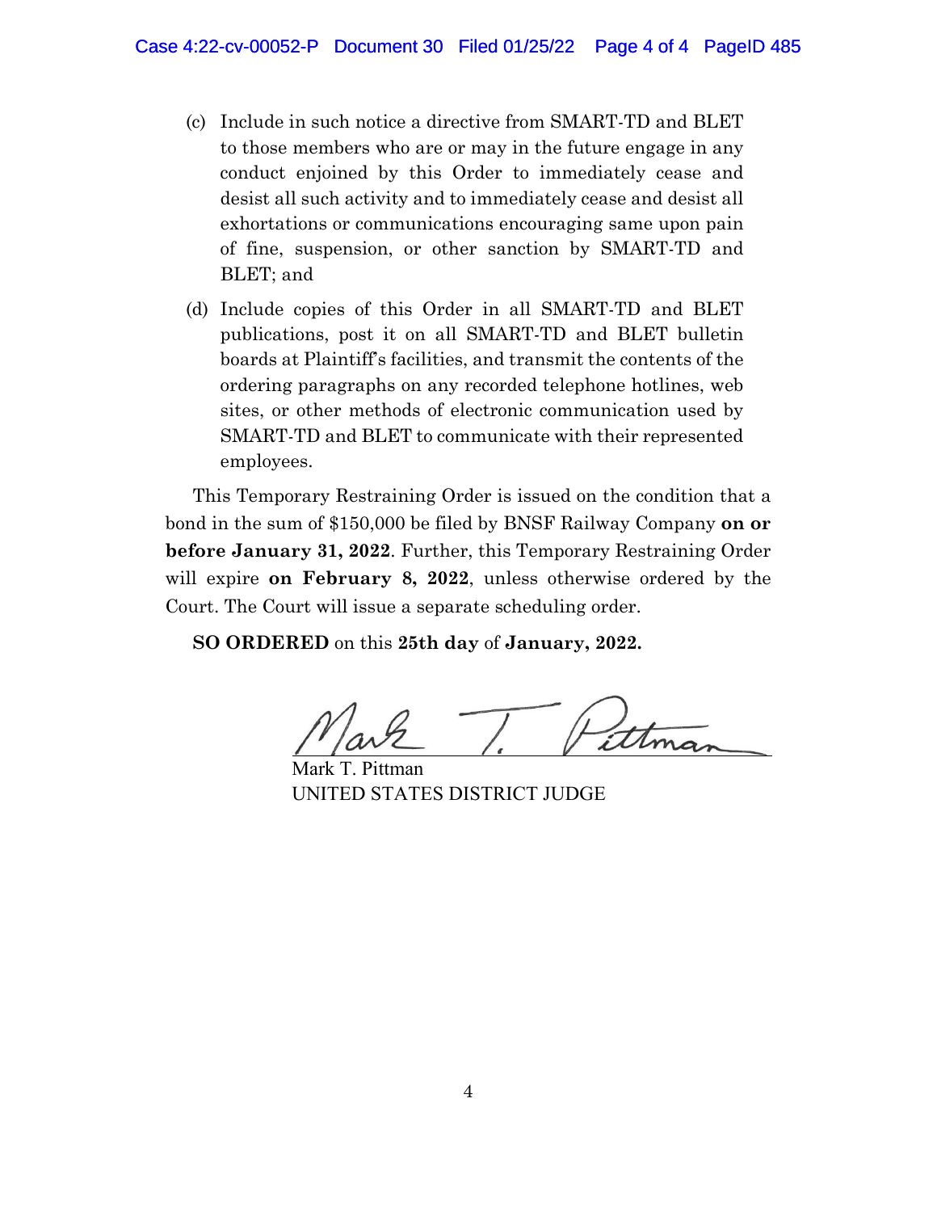(c) Include in such notice a directive from SMART-TD and BLET to those members who are or may in the future engage in any conduct enjoined by this Order to immediately cease and desist all such activity and to immediately cease and desist all exhortations or communications encouraging same upon pain of fine, suspension, or other sanction by SMART-TD and BLET; and

(d) Include copies of this Order in all SMART-TD and BLET publications, post it on all SMART-TD and BLET bulletin boards at Plaintiff's facilities, and transmit the contents of the ordering paragraphs on any recorded telephone hotlines, web sites, or other methods of electronic communication used by SMART-TD and BLET to communicate with their represented employees.

This Temporary Restraining Order is issued on the condition that a bond in the sum of $150,000 be filed by BNSF Railway Company **on or before January 31, 2022**. Further, this Temporary Restraining Order will expire **on February 8, 2022**, unless otherwise ordered by the Court. The Court will issue a separate scheduling order.

**SO ORDERED** on this **25th day** of **January, 2022.**

Mark T. Pittman
UNITED STATES DISTRICT JUDGE